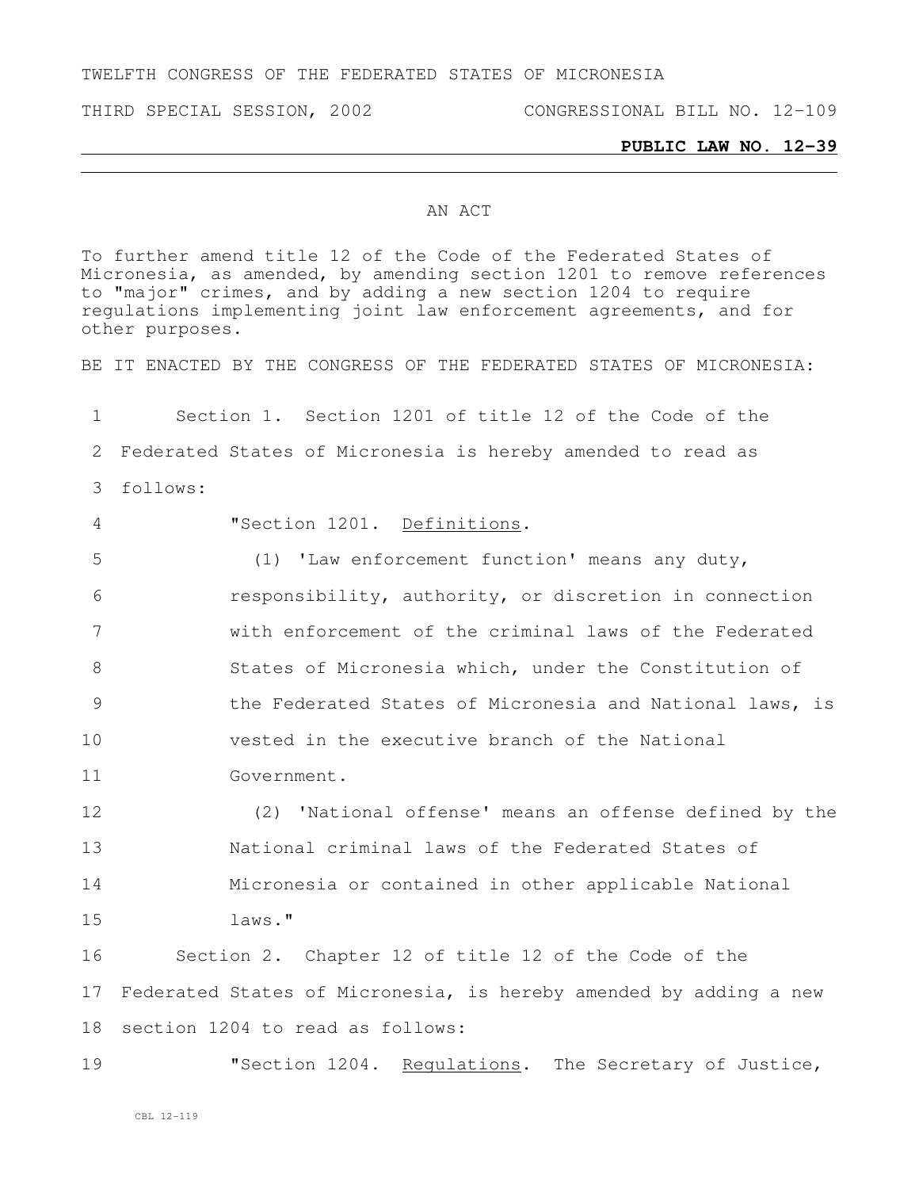TWELFTH CONGRESS OF THE FEDERATED STATES OF MICRONESIA

THIRD SPECIAL SESSION, 2002 CONGRESSIONAL BILL NO. 12-109

**PUBLIC LAW NO. 12-39**

AN ACT

To further amend title 12 of the Code of the Federated States of Micronesia, as amended, by amending section 1201 to remove references to "major" crimes, and by adding a new section 1204 to require regulations implementing joint law enforcement agreements, and for other purposes.

BE IT ENACTED BY THE CONGRESS OF THE FEDERATED STATES OF MICRONESIA:

Section 1. Section 1201 of title 12 of the Code of the Federated States of Micronesia is hereby amended to read as follows:

"Section 1201. Definitions.

(1) 'Law enforcement function' means any duty, responsibility, authority, or discretion in connection with enforcement of the criminal laws of the Federated States of Micronesia which, under the Constitution of the Federated States of Micronesia and National laws, is vested in the executive branch of the National Government.

(2) 'National offense' means an offense defined by the National criminal laws of the Federated States of Micronesia or contained in other applicable National laws."

Section 2. Chapter 12 of title 12 of the Code of the Federated States of Micronesia, is hereby amended by adding a new section 1204 to read as follows:

"Section 1204. Regulations. The Secretary of Justice,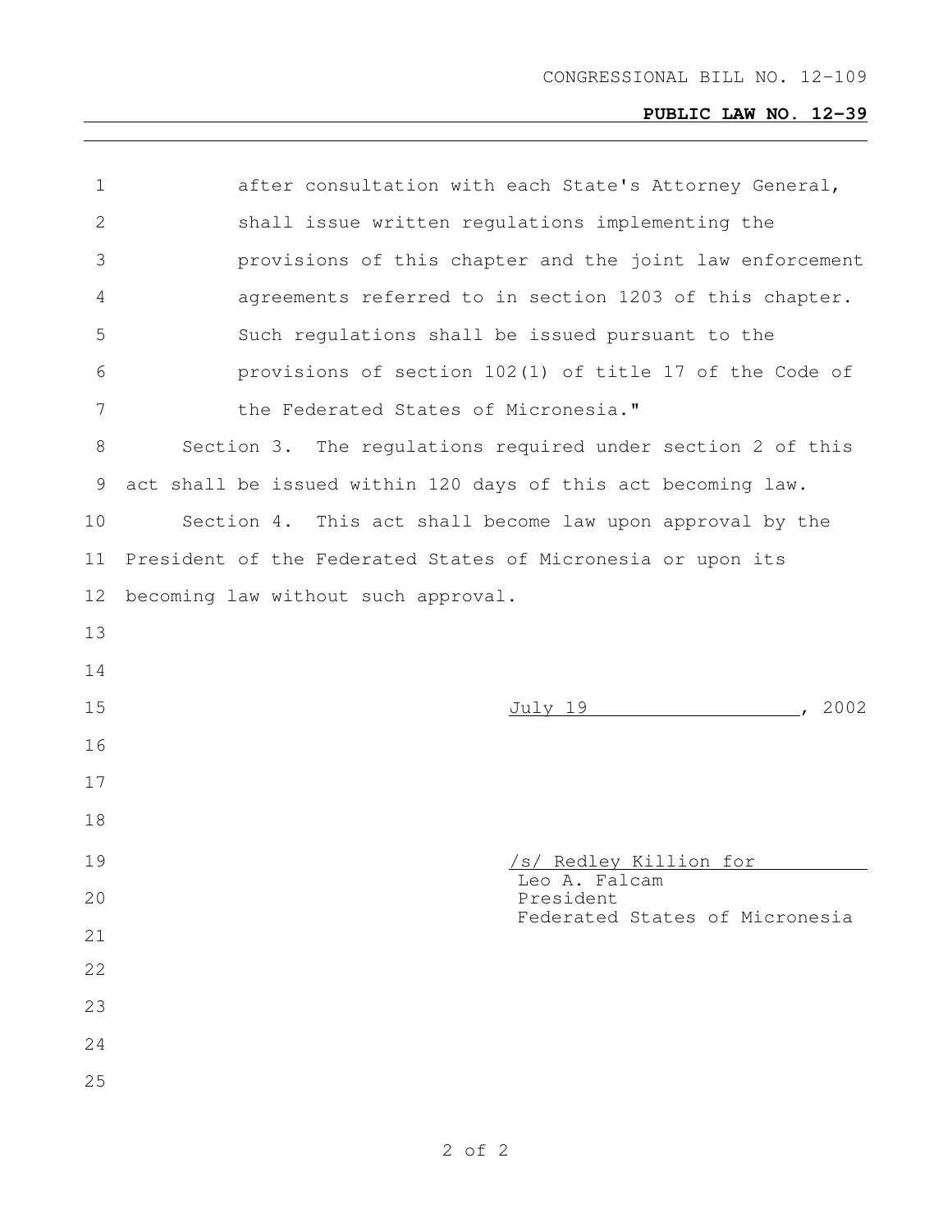after consultation with each State's Attorney General, shall issue written regulations implementing the provisions of this chapter and the joint law enforcement agreements referred to in section 1203 of this chapter. Such regulations shall be issued pursuant to the provisions of section 102(1) of title 17 of the Code of the Federated States of Micronesia."

Section 3. The regulations required under section 2 of this act shall be issued within 120 days of this act becoming law.

Section 4. This act shall become law upon approval by the President of the Federated States of Micronesia or upon its becoming law without such approval.

July 19, 2002

/s/ Redley Killion for
Leo A. Falcam
President
Federated States of Micronesia